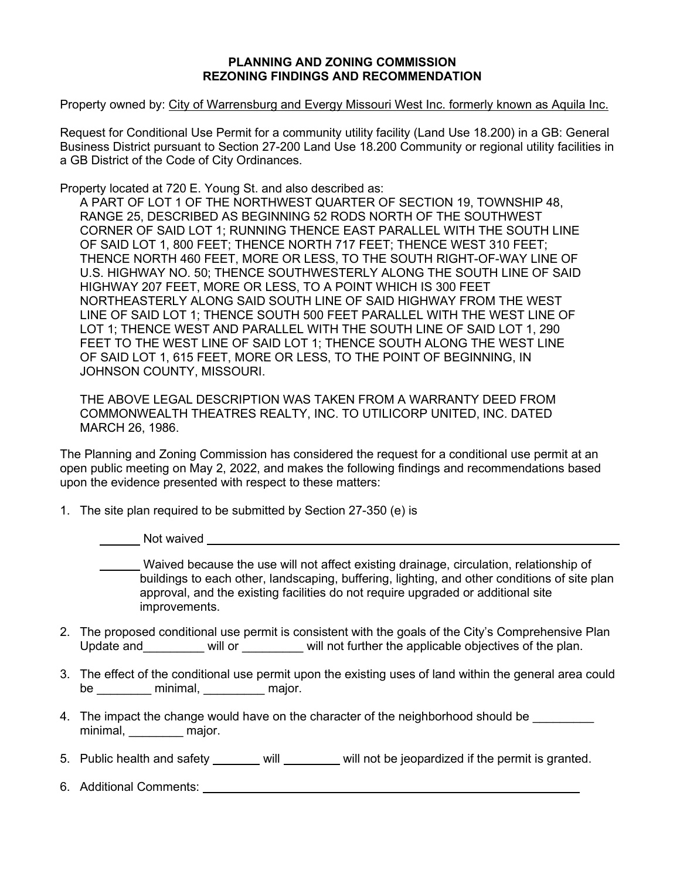# PLANNING AND ZONING COMMISSION
# REZONING FINDINGS AND RECOMMENDATION

Property owned by: City of Warrensburg and Evergy Missouri West Inc. formerly known as Aquila Inc.

Request for Conditional Use Permit for a community utility facility (Land Use 18.200) in a GB: General Business District pursuant to Section 27-200 Land Use 18.200 Community or regional utility facilities in a GB District of the Code of City Ordinances.

Property located at 720 E. Young St. and also described as:

> A PART OF LOT 1 OF THE NORTHWEST QUARTER OF SECTION 19, TOWNSHIP 48, RANGE 25, DESCRIBED AS BEGINNING 52 RODS NORTH OF THE SOUTHWEST CORNER OF SAID LOT 1; RUNNING THENCE EAST PARALLEL WITH THE SOUTH LINE OF SAID LOT 1, 800 FEET; THENCE NORTH 717 FEET; THENCE WEST 310 FEET; THENCE NORTH 460 FEET, MORE OR LESS, TO THE SOUTH RIGHT-OF-WAY LINE OF U.S. HIGHWAY NO. 50; THENCE SOUTHWESTERLY ALONG THE SOUTH LINE OF SAID HIGHWAY 207 FEET, MORE OR LESS, TO A POINT WHICH IS 300 FEET NORTHEASTERLY ALONG SAID SOUTH LINE OF SAID HIGHWAY FROM THE WEST LINE OF SAID LOT 1; THENCE SOUTH 500 FEET PARALLEL WITH THE WEST LINE OF LOT 1; THENCE WEST AND PARALLEL WITH THE SOUTH LINE OF SAID LOT 1, 290 FEET TO THE WEST LINE OF SAID LOT 1; THENCE SOUTH ALONG THE WEST LINE OF SAID LOT 1, 615 FEET, MORE OR LESS, TO THE POINT OF BEGINNING, IN JOHNSON COUNTY, MISSOURI.
>
> THE ABOVE LEGAL DESCRIPTION WAS TAKEN FROM A WARRANTY DEED FROM COMMONWEALTH THEATRES REALTY, INC. TO UTILICORP UNITED, INC. DATED MARCH 26, 1986.

The Planning and Zoning Commission has considered the request for a conditional use permit at an open public meeting on May 2, 2022, and makes the following findings and recommendations based upon the evidence presented with respect to these matters:

1. The site plan required to be submitted by Section 27-350 (e) is

   ______ Not waived ____________________________________________

   ______ Waived because the use will not affect existing drainage, circulation, relationship of buildings to each other, landscaping, buffering, lighting, and other conditions of site plan approval, and the existing facilities do not require upgraded or additional site improvements.

2. The proposed conditional use permit is consistent with the goals of the City's Comprehensive Plan Update and_________ will or _________ will not further the applicable objectives of the plan.

3. The effect of the conditional use permit upon the existing uses of land within the general area could be ________ minimal, _________ major.

4. The impact the change would have on the character of the neighborhood should be _________ minimal, ________ major.

5. Public health and safety _______ will ________ will not be jeopardized if the permit is granted.

6. Additional Comments: ____________________________________________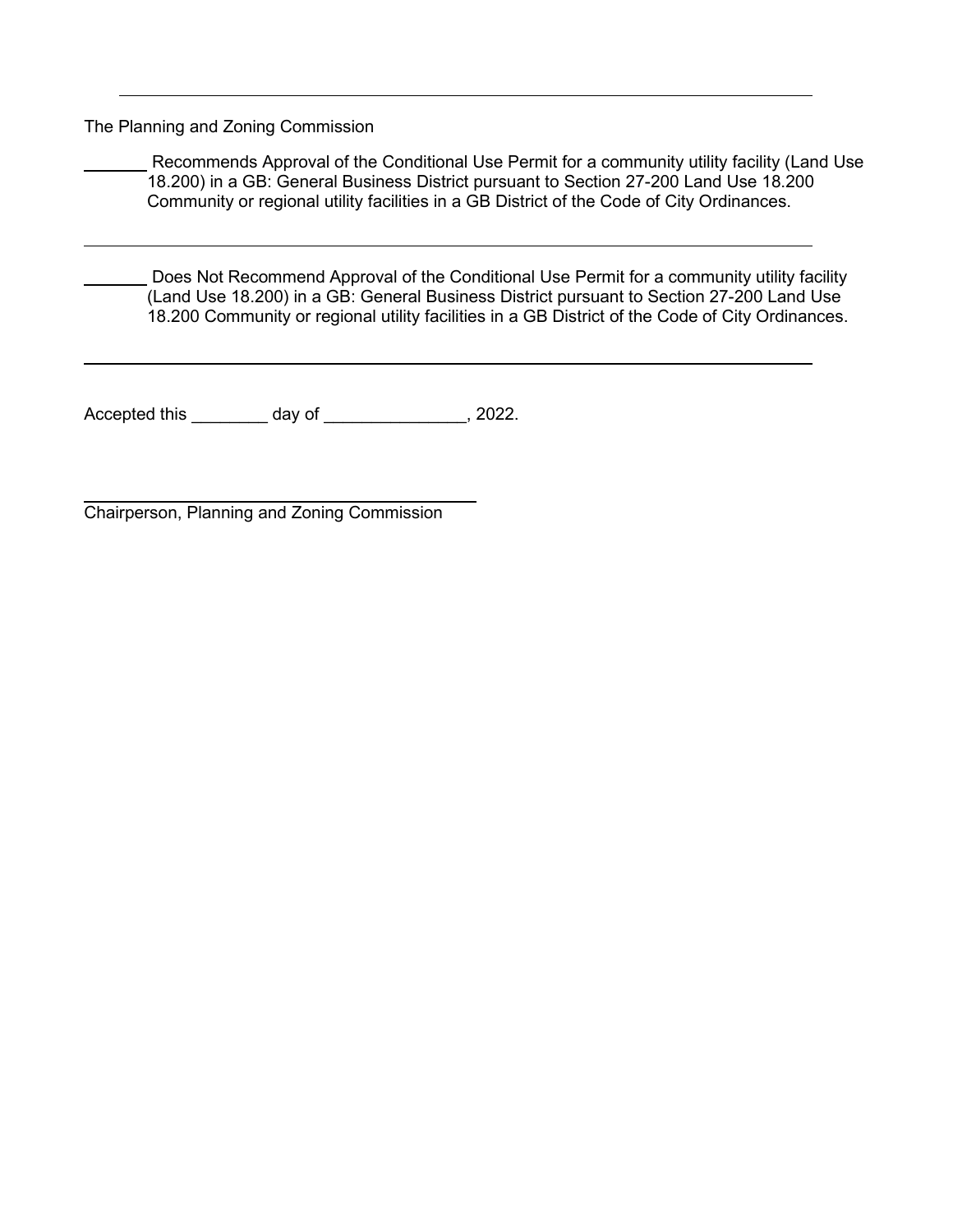---

The Planning and Zoning Commission

_______ Recommends Approval of the Conditional Use Permit for a community utility facility (Land Use 18.200) in a GB: General Business District pursuant to Section 27-200 Land Use 18.200 Community or regional utility facilities in a GB District of the Code of City Ordinances.

---

_______ Does Not Recommend Approval of the Conditional Use Permit for a community utility facility (Land Use 18.200) in a GB: General Business District pursuant to Section 27-200 Land Use 18.200 Community or regional utility facilities in a GB District of the Code of City Ordinances.

---

Accepted this ________ day of _______________, 2022.

_________________________________________
Chairperson, Planning and Zoning Commission